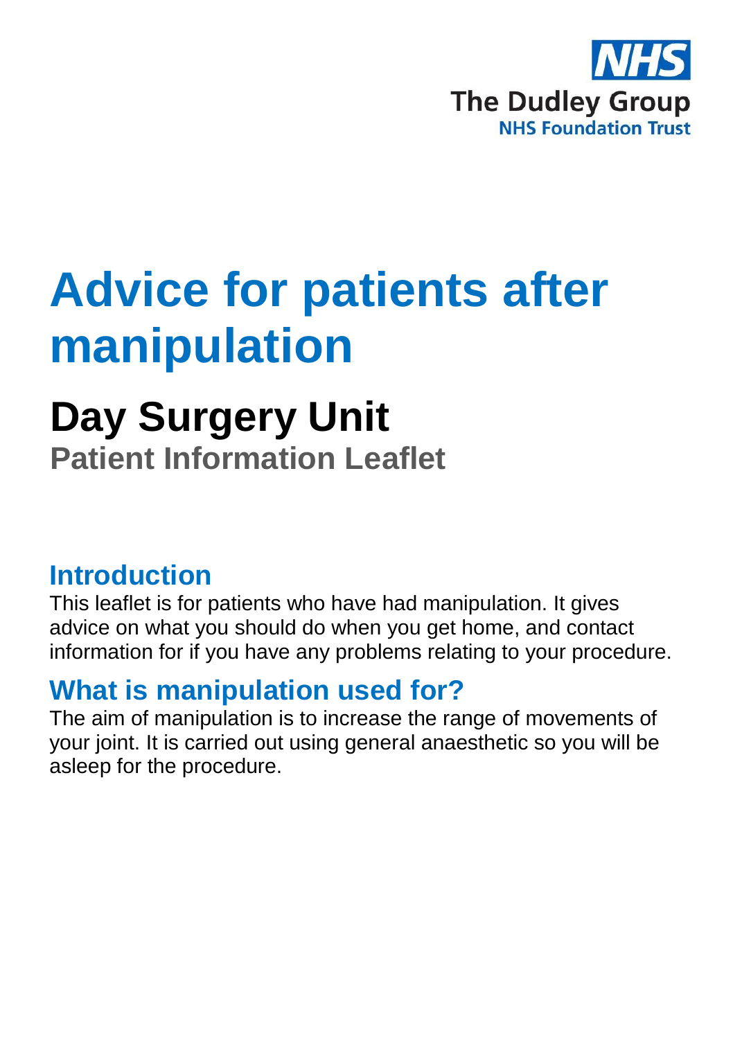NHS

The Dudley Group
NHS Foundation Trust

# Advice for patients after manipulation

## Day Surgery Unit

**Patient Information Leaflet**

### Introduction

This leaflet is for patients who have had manipulation. It gives advice on what you should do when you get home, and contact information for if you have any problems relating to your procedure.

### What is manipulation used for?

The aim of manipulation is to increase the range of movements of your joint. It is carried out using general anaesthetic so you will be asleep for the procedure.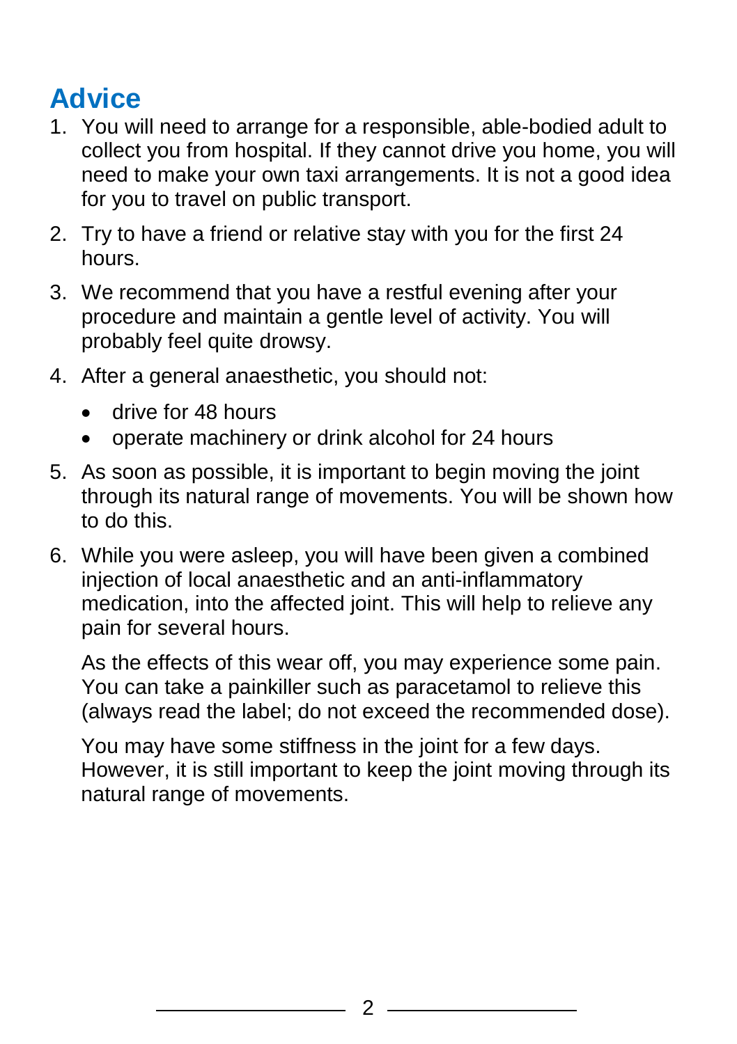## Advice

1. You will need to arrange for a responsible, able-bodied adult to collect you from hospital. If they cannot drive you home, you will need to make your own taxi arrangements. It is not a good idea for you to travel on public transport.

2. Try to have a friend or relative stay with you for the first 24 hours.

3. We recommend that you have a restful evening after your procedure and maintain a gentle level of activity. You will probably feel quite drowsy.

4. After a general anaesthetic, you should not:

   - drive for 48 hours
   - operate machinery or drink alcohol for 24 hours

5. As soon as possible, it is important to begin moving the joint through its natural range of movements. You will be shown how to do this.

6. While you were asleep, you will have been given a combined injection of local anaesthetic and an anti-inflammatory medication, into the affected joint. This will help to relieve any pain for several hours.

   As the effects of this wear off, you may experience some pain. You can take a painkiller such as paracetamol to relieve this (always read the label; do not exceed the recommended dose).

   You may have some stiffness in the joint for a few days. However, it is still important to keep the joint moving through its natural range of movements.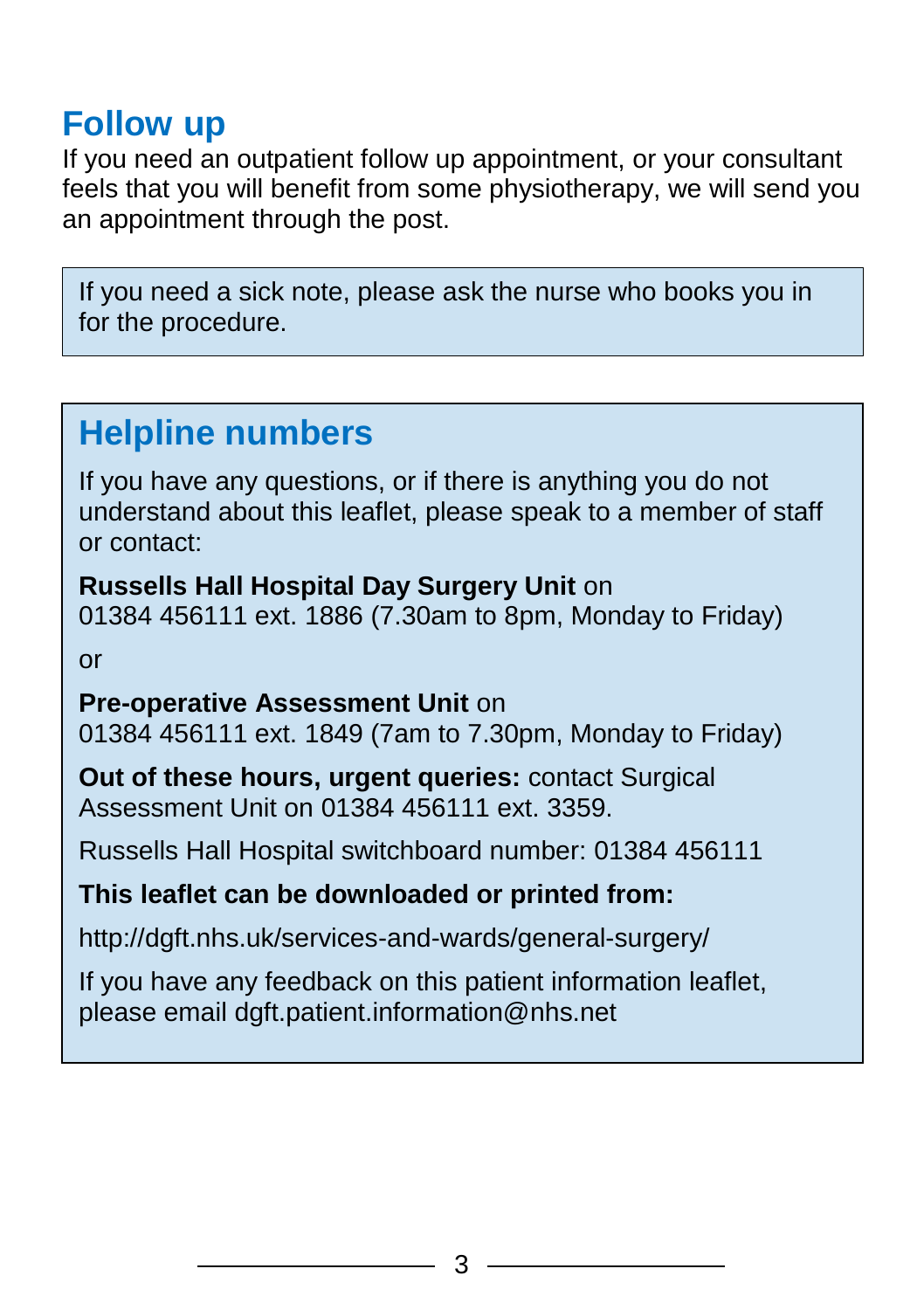## Follow up

If you need an outpatient follow up appointment, or your consultant feels that you will benefit from some physiotherapy, we will send you an appointment through the post.

If you need a sick note, please ask the nurse who books you in for the procedure.

## Helpline numbers

If you have any questions, or if there is anything you do not understand about this leaflet, please speak to a member of staff or contact:

**Russells Hall Hospital Day Surgery Unit** on 01384 456111 ext. 1886 (7.30am to 8pm, Monday to Friday)

or

**Pre-operative Assessment Unit** on 01384 456111 ext. 1849 (7am to 7.30pm, Monday to Friday)

**Out of these hours, urgent queries:** contact Surgical Assessment Unit on 01384 456111 ext. 3359.

Russells Hall Hospital switchboard number: 01384 456111

**This leaflet can be downloaded or printed from:**

http://dgft.nhs.uk/services-and-wards/general-surgery/

If you have any feedback on this patient information leaflet, please email dgft.patient.information@nhs.net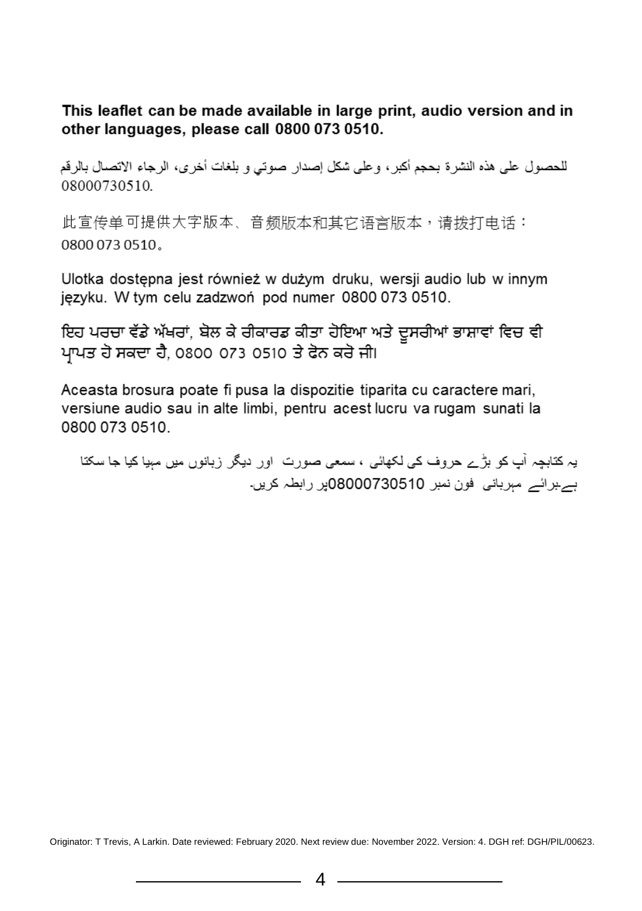**This leaflet can be made available in large print, audio version and in other languages, please call 0800 073 0510.**

للحصول على هذه النشرة بحجم أكبر، وعلى شكل إصدار صوتي و بلغات أخرى، الرجاء الاتصال بالرقم 08000730510.

此宣传单可提供大字版本、音频版本和其它语言版本，请拨打电话：0800 073 0510。

Ulotka dostępna jest również w dużym druku, wersji audio lub w innym języku. W tym celu zadzwoń pod numer 0800 073 0510.

ਇਹ ਪਰਚਾ ਵੱਡੇ ਅੱਖਰਾਂ, ਬੋਲ ਕੇ ਰੀਕਾਰਡ ਕੀਤਾ ਹੋਇਆ ਅਤੇ ਦੂਸਰੀਆਂ ਭਾਸ਼ਾਵਾਂ ਵਿਚ ਵੀ ਪ੍ਰਾਪਤ ਹੋ ਸਕਦਾ ਹੈ, 0800 073 0510 ਤੇ ਫੋਨ ਕਰੋ ਜੀ।

Aceasta brosura poate fi pusa la dispozitie tiparita cu caractere mari, versiune audio sau in alte limbi, pentru acest lucru va rugam sunati la 0800 073 0510.

یہ کتابچہ آپ کو بڑے حروف کی لکھائی ، سمعی صورت اور دیگر زبانوں میں مہیا کیا جا سکتا ہے۔برائے مہربانی فون نمبر 08000730510پر رابطہ کریں۔

Originator: T Trevis, A Larkin. Date reviewed: February 2020. Next review due: November 2022. Version: 4. DGH ref: DGH/PIL/00623.